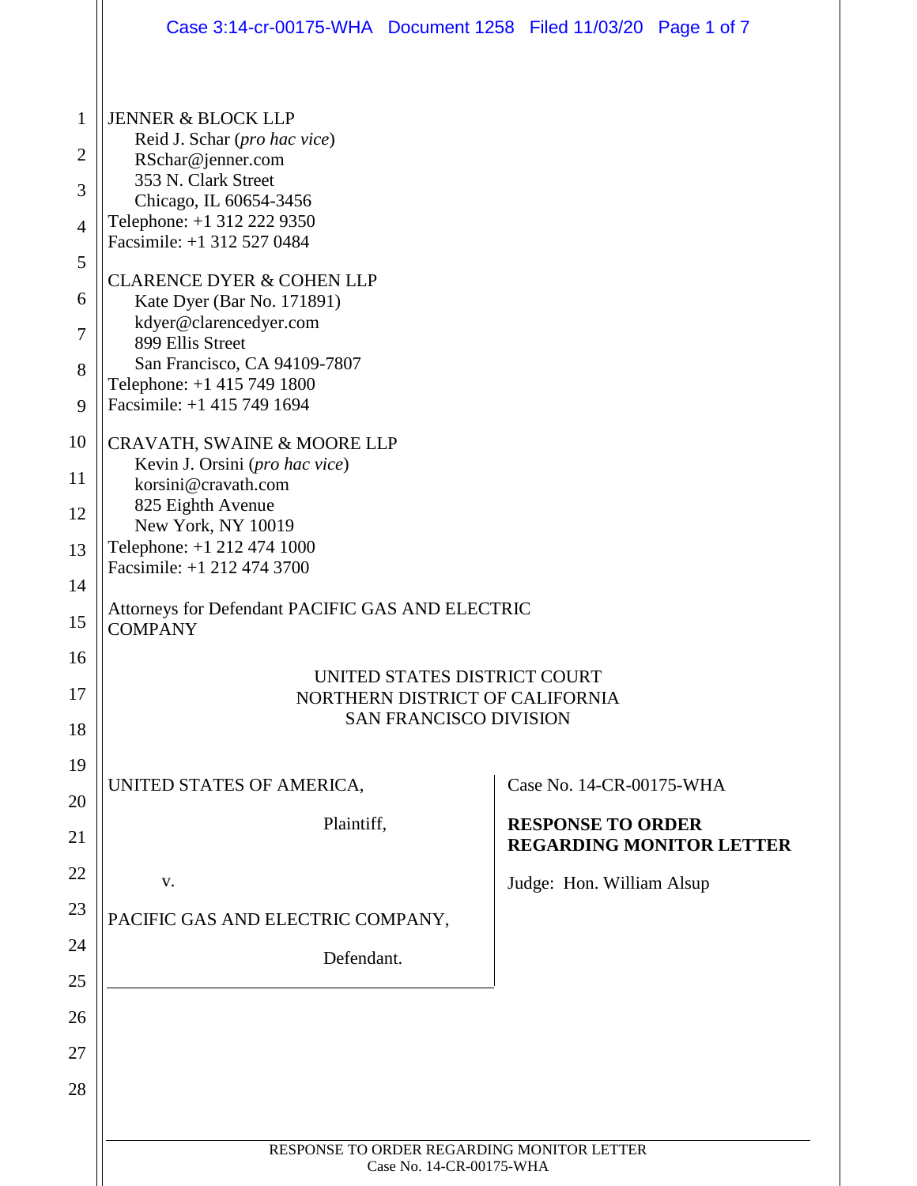JENNER & BLOCK LLP
Reid J. Schar (*pro hac vice*)
RSchar@jenner.com
353 N. Clark Street
Chicago, IL 60654-3456
Telephone: +1 312 222 9350
Facsimile: +1 312 527 0484

CLARENCE DYER & COHEN LLP
Kate Dyer (Bar No. 171891)
kdyer@clarencedyer.com
899 Ellis Street
San Francisco, CA 94109-7807
Telephone: +1 415 749 1800
Facsimile: +1 415 749 1694

CRAVATH, SWAINE & MOORE LLP
Kevin J. Orsini (*pro hac vice*)
korsini@cravath.com
825 Eighth Avenue
New York, NY 10019
Telephone: +1 212 474 1000
Facsimile: +1 212 474 3700

Attorneys for Defendant PACIFIC GAS AND ELECTRIC COMPANY

UNITED STATES DISTRICT COURT
NORTHERN DISTRICT OF CALIFORNIA
SAN FRANCISCO DIVISION

UNITED STATES OF AMERICA,

Plaintiff,

v.

PACIFIC GAS AND ELECTRIC COMPANY,

Defendant.

Case No. 14-CR-00175-WHA

**RESPONSE TO ORDER REGARDING MONITOR LETTER**

Judge: Hon. William Alsup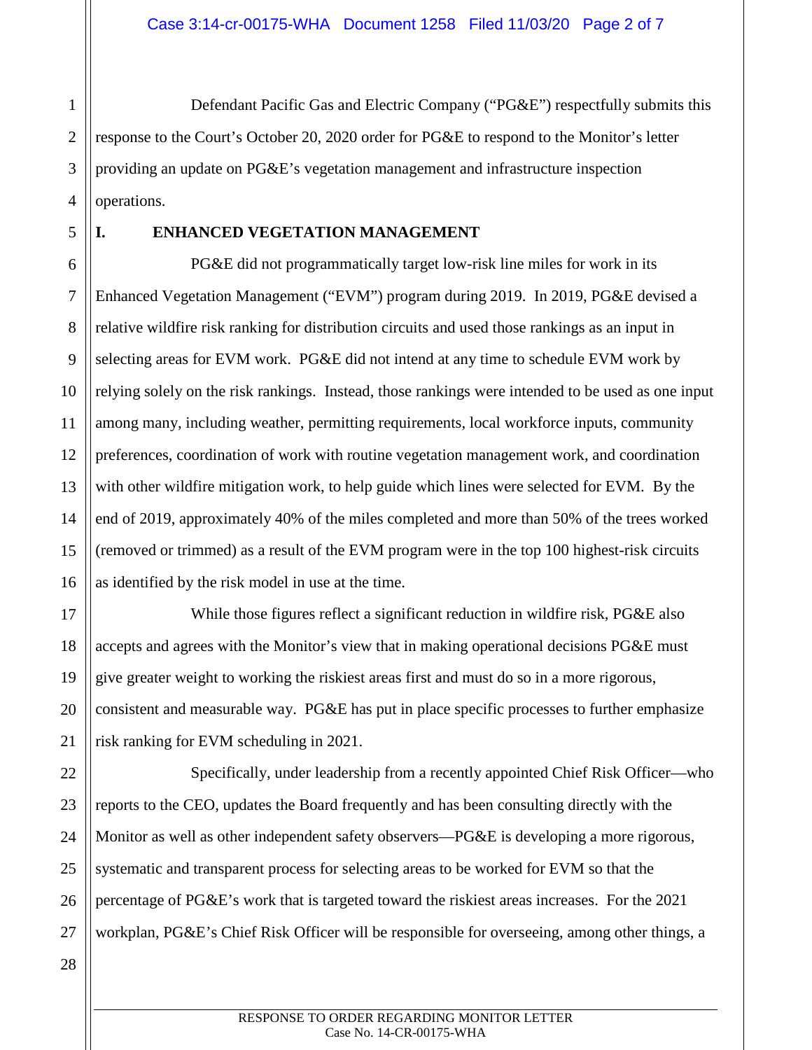Defendant Pacific Gas and Electric Company ("PG&E") respectfully submits this response to the Court's October 20, 2020 order for PG&E to respond to the Monitor's letter providing an update on PG&E's vegetation management and infrastructure inspection operations.

## I. ENHANCED VEGETATION MANAGEMENT

PG&E did not programmatically target low-risk line miles for work in its Enhanced Vegetation Management ("EVM") program during 2019. In 2019, PG&E devised a relative wildfire risk ranking for distribution circuits and used those rankings as an input in selecting areas for EVM work. PG&E did not intend at any time to schedule EVM work by relying solely on the risk rankings. Instead, those rankings were intended to be used as one input among many, including weather, permitting requirements, local workforce inputs, community preferences, coordination of work with routine vegetation management work, and coordination with other wildfire mitigation work, to help guide which lines were selected for EVM. By the end of 2019, approximately 40% of the miles completed and more than 50% of the trees worked (removed or trimmed) as a result of the EVM program were in the top 100 highest-risk circuits as identified by the risk model in use at the time.

While those figures reflect a significant reduction in wildfire risk, PG&E also accepts and agrees with the Monitor's view that in making operational decisions PG&E must give greater weight to working the riskiest areas first and must do so in a more rigorous, consistent and measurable way. PG&E has put in place specific processes to further emphasize risk ranking for EVM scheduling in 2021.

Specifically, under leadership from a recently appointed Chief Risk Officer—who reports to the CEO, updates the Board frequently and has been consulting directly with the Monitor as well as other independent safety observers—PG&E is developing a more rigorous, systematic and transparent process for selecting areas to be worked for EVM so that the percentage of PG&E's work that is targeted toward the riskiest areas increases. For the 2021 workplan, PG&E's Chief Risk Officer will be responsible for overseeing, among other things, a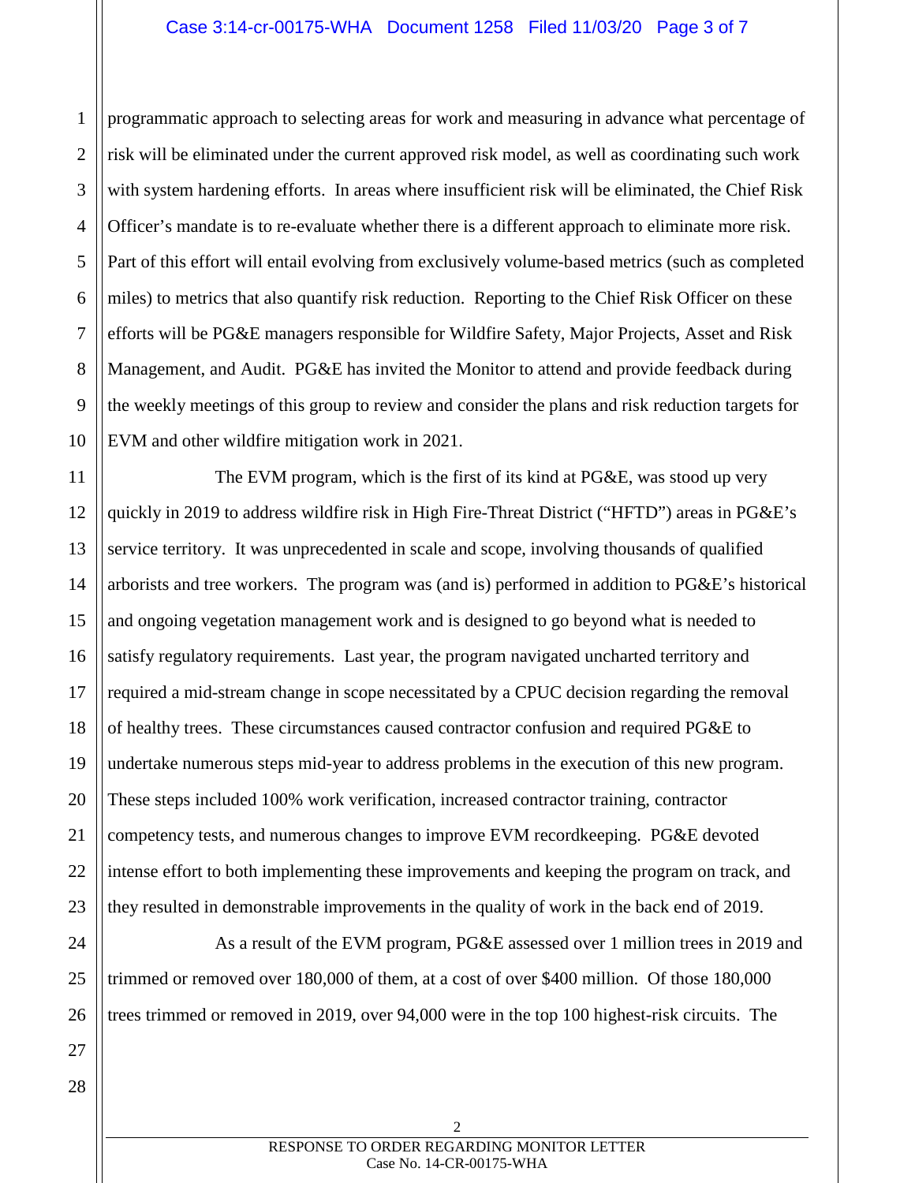programmatic approach to selecting areas for work and measuring in advance what percentage of risk will be eliminated under the current approved risk model, as well as coordinating such work with system hardening efforts. In areas where insufficient risk will be eliminated, the Chief Risk Officer's mandate is to re-evaluate whether there is a different approach to eliminate more risk. Part of this effort will entail evolving from exclusively volume-based metrics (such as completed miles) to metrics that also quantify risk reduction. Reporting to the Chief Risk Officer on these efforts will be PG&E managers responsible for Wildfire Safety, Major Projects, Asset and Risk Management, and Audit. PG&E has invited the Monitor to attend and provide feedback during the weekly meetings of this group to review and consider the plans and risk reduction targets for EVM and other wildfire mitigation work in 2021.

The EVM program, which is the first of its kind at PG&E, was stood up very quickly in 2019 to address wildfire risk in High Fire-Threat District ("HFTD") areas in PG&E's service territory. It was unprecedented in scale and scope, involving thousands of qualified arborists and tree workers. The program was (and is) performed in addition to PG&E's historical and ongoing vegetation management work and is designed to go beyond what is needed to satisfy regulatory requirements. Last year, the program navigated uncharted territory and required a mid-stream change in scope necessitated by a CPUC decision regarding the removal of healthy trees. These circumstances caused contractor confusion and required PG&E to undertake numerous steps mid-year to address problems in the execution of this new program. These steps included 100% work verification, increased contractor training, contractor competency tests, and numerous changes to improve EVM recordkeeping. PG&E devoted intense effort to both implementing these improvements and keeping the program on track, and they resulted in demonstrable improvements in the quality of work in the back end of 2019.

As a result of the EVM program, PG&E assessed over 1 million trees in 2019 and trimmed or removed over 180,000 of them, at a cost of over $400 million. Of those 180,000 trees trimmed or removed in 2019, over 94,000 were in the top 100 highest-risk circuits. The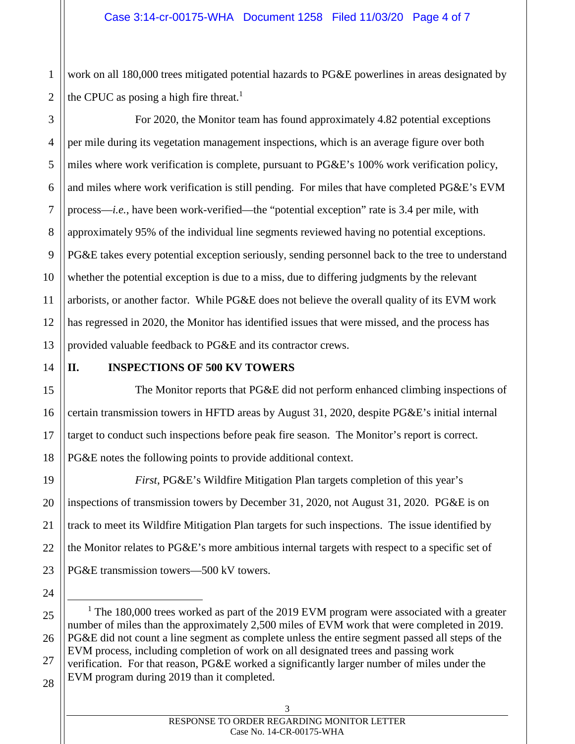work on all 180,000 trees mitigated potential hazards to PG&E powerlines in areas designated by the CPUC as posing a high fire threat.[1]

For 2020, the Monitor team has found approximately 4.82 potential exceptions per mile during its vegetation management inspections, which is an average figure over both miles where work verification is complete, pursuant to PG&E's 100% work verification policy, and miles where work verification is still pending. For miles that have completed PG&E's EVM process—*i.e.*, have been work-verified—the "potential exception" rate is 3.4 per mile, with approximately 95% of the individual line segments reviewed having no potential exceptions. PG&E takes every potential exception seriously, sending personnel back to the tree to understand whether the potential exception is due to a miss, due to differing judgments by the relevant arborists, or another factor. While PG&E does not believe the overall quality of its EVM work has regressed in 2020, the Monitor has identified issues that were missed, and the process has provided valuable feedback to PG&E and its contractor crews.

## II. INSPECTIONS OF 500 KV TOWERS

The Monitor reports that PG&E did not perform enhanced climbing inspections of certain transmission towers in HFTD areas by August 31, 2020, despite PG&E's initial internal target to conduct such inspections before peak fire season. The Monitor's report is correct. PG&E notes the following points to provide additional context.

*First*, PG&E's Wildfire Mitigation Plan targets completion of this year's inspections of transmission towers by December 31, 2020, not August 31, 2020. PG&E is on track to meet its Wildfire Mitigation Plan targets for such inspections. The issue identified by the Monitor relates to PG&E's more ambitious internal targets with respect to a specific set of PG&E transmission towers—500 kV towers.

---

[1] The 180,000 trees worked as part of the 2019 EVM program were associated with a greater number of miles than the approximately 2,500 miles of EVM work that were completed in 2019. PG&E did not count a line segment as complete unless the entire segment passed all steps of the EVM process, including completion of work on all designated trees and passing work verification. For that reason, PG&E worked a significantly larger number of miles under the EVM program during 2019 than it completed.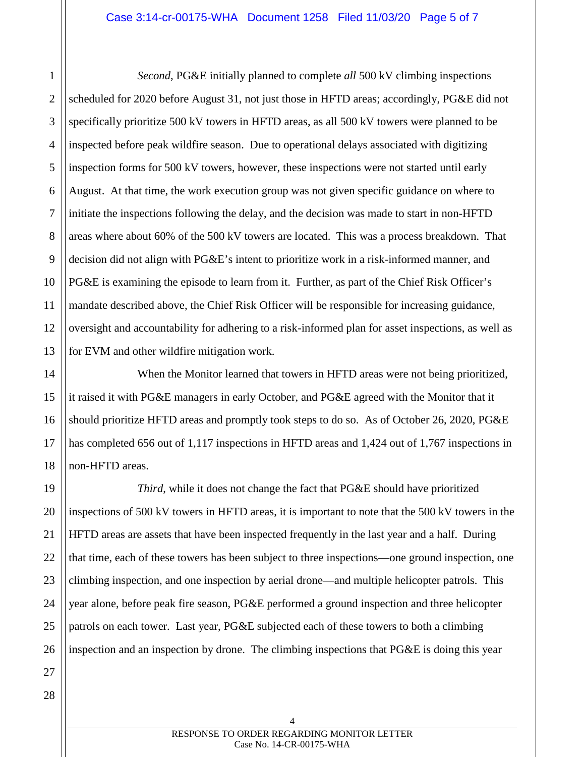*Second*, PG&E initially planned to complete *all* 500 kV climbing inspections scheduled for 2020 before August 31, not just those in HFTD areas; accordingly, PG&E did not specifically prioritize 500 kV towers in HFTD areas, as all 500 kV towers were planned to be inspected before peak wildfire season. Due to operational delays associated with digitizing inspection forms for 500 kV towers, however, these inspections were not started until early August. At that time, the work execution group was not given specific guidance on where to initiate the inspections following the delay, and the decision was made to start in non-HFTD areas where about 60% of the 500 kV towers are located. This was a process breakdown. That decision did not align with PG&E's intent to prioritize work in a risk-informed manner, and PG&E is examining the episode to learn from it. Further, as part of the Chief Risk Officer's mandate described above, the Chief Risk Officer will be responsible for increasing guidance, oversight and accountability for adhering to a risk-informed plan for asset inspections, as well as for EVM and other wildfire mitigation work.

When the Monitor learned that towers in HFTD areas were not being prioritized, it raised it with PG&E managers in early October, and PG&E agreed with the Monitor that it should prioritize HFTD areas and promptly took steps to do so. As of October 26, 2020, PG&E has completed 656 out of 1,117 inspections in HFTD areas and 1,424 out of 1,767 inspections in non-HFTD areas.

*Third*, while it does not change the fact that PG&E should have prioritized inspections of 500 kV towers in HFTD areas, it is important to note that the 500 kV towers in the HFTD areas are assets that have been inspected frequently in the last year and a half. During that time, each of these towers has been subject to three inspections—one ground inspection, one climbing inspection, and one inspection by aerial drone—and multiple helicopter patrols. This year alone, before peak fire season, PG&E performed a ground inspection and three helicopter patrols on each tower. Last year, PG&E subjected each of these towers to both a climbing inspection and an inspection by drone. The climbing inspections that PG&E is doing this year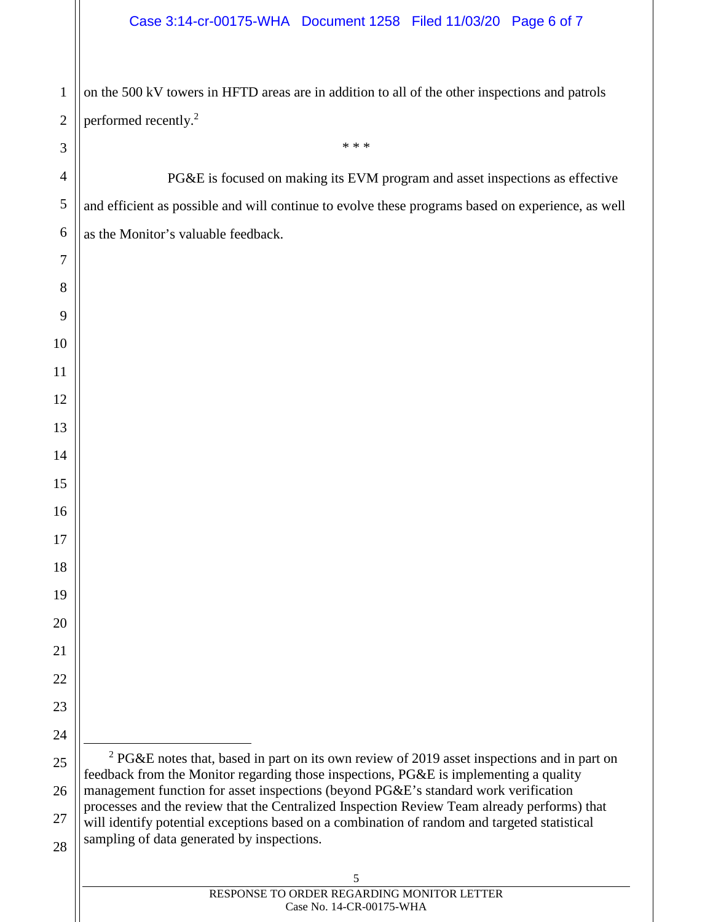on the 500 kV towers in HFTD areas are in addition to all of the other inspections and patrols performed recently.[2]

\* \* \*

PG&E is focused on making its EVM program and asset inspections as effective and efficient as possible and will continue to evolve these programs based on experience, as well as the Monitor's valuable feedback.

---

[2] PG&E notes that, based in part on its own review of 2019 asset inspections and in part on feedback from the Monitor regarding those inspections, PG&E is implementing a quality management function for asset inspections (beyond PG&E's standard work verification processes and the review that the Centralized Inspection Review Team already performs) that will identify potential exceptions based on a combination of random and targeted statistical sampling of data generated by inspections.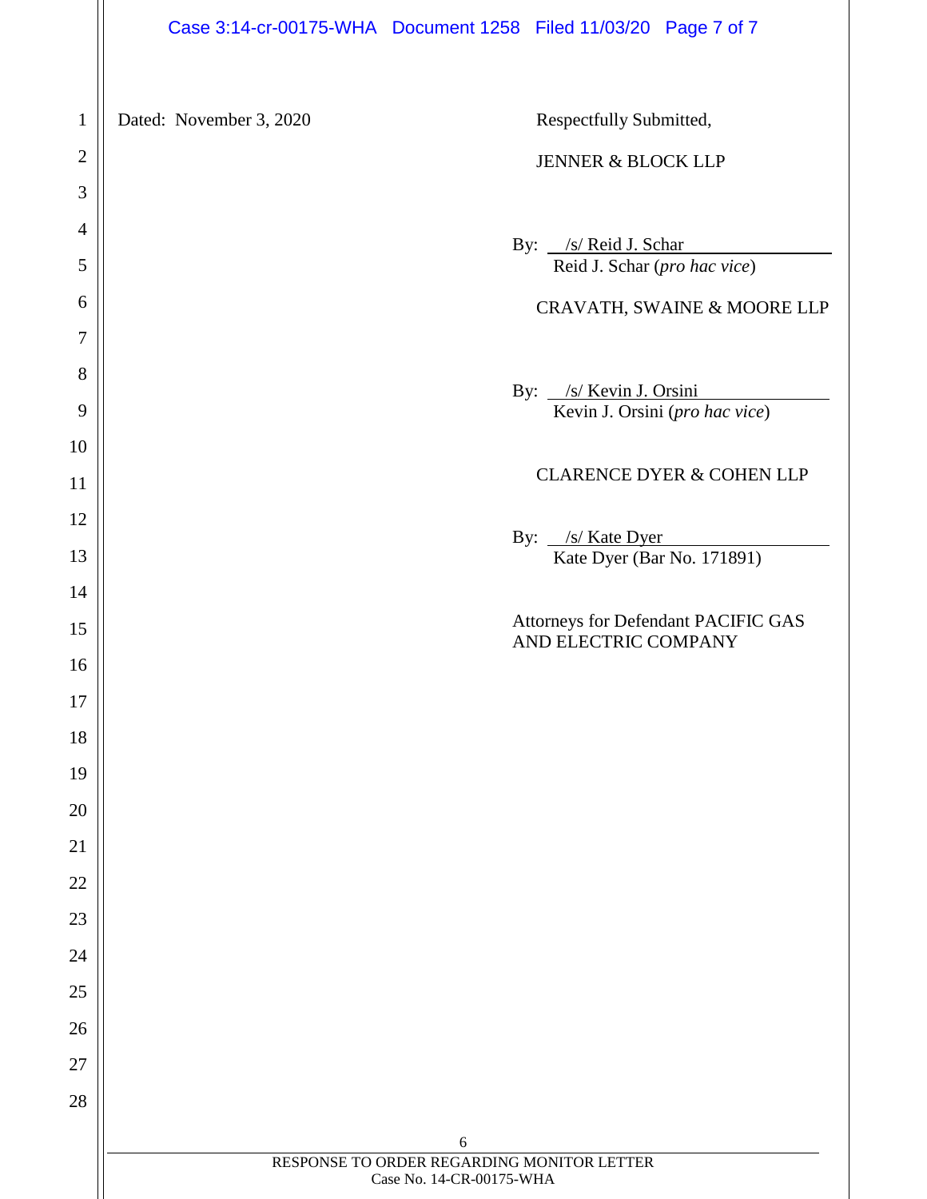Dated: November 3, 2020

Respectfully Submitted,

JENNER & BLOCK LLP

By: /s/ Reid J. Schar
Reid J. Schar (*pro hac vice*)

CRAVATH, SWAINE & MOORE LLP

By: /s/ Kevin J. Orsini
Kevin J. Orsini (*pro hac vice*)

CLARENCE DYER & COHEN LLP

By: /s/ Kate Dyer
Kate Dyer (Bar No. 171891)

Attorneys for Defendant PACIFIC GAS AND ELECTRIC COMPANY